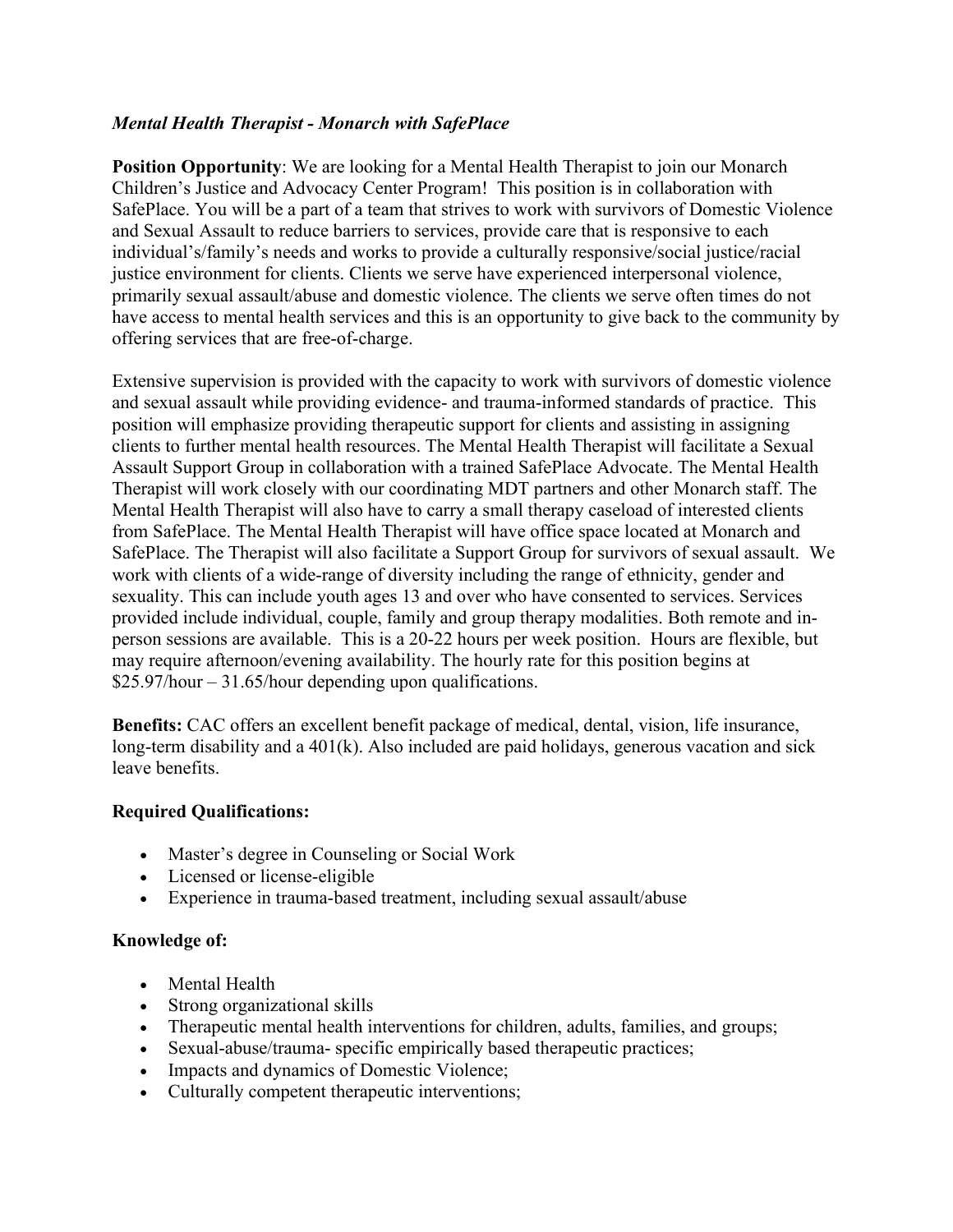*Mental Health Therapist - Monarch with SafePlace*

**Position Opportunity**: We are looking for a Mental Health Therapist to join our Monarch Children's Justice and Advocacy Center Program! This position is in collaboration with SafePlace. You will be a part of a team that strives to work with survivors of Domestic Violence and Sexual Assault to reduce barriers to services, provide care that is responsive to each individual's/family's needs and works to provide a culturally responsive/social justice/racial justice environment for clients. Clients we serve have experienced interpersonal violence, primarily sexual assault/abuse and domestic violence. The clients we serve often times do not have access to mental health services and this is an opportunity to give back to the community by offering services that are free-of-charge.

Extensive supervision is provided with the capacity to work with survivors of domestic violence and sexual assault while providing evidence- and trauma-informed standards of practice. This position will emphasize providing therapeutic support for clients and assisting in assigning clients to further mental health resources. The Mental Health Therapist will facilitate a Sexual Assault Support Group in collaboration with a trained SafePlace Advocate. The Mental Health Therapist will work closely with our coordinating MDT partners and other Monarch staff. The Mental Health Therapist will also have to carry a small therapy caseload of interested clients from SafePlace. The Mental Health Therapist will have office space located at Monarch and SafePlace. The Therapist will also facilitate a Support Group for survivors of sexual assault. We work with clients of a wide-range of diversity including the range of ethnicity, gender and sexuality. This can include youth ages 13 and over who have consented to services. Services provided include individual, couple, family and group therapy modalities. Both remote and in-person sessions are available. This is a 20-22 hours per week position. Hours are flexible, but may require afternoon/evening availability. The hourly rate for this position begins at $25.97/hour – 31.65/hour depending upon qualifications.

**Benefits:** CAC offers an excellent benefit package of medical, dental, vision, life insurance, long-term disability and a 401(k). Also included are paid holidays, generous vacation and sick leave benefits.

**Required Qualifications:**

- Master's degree in Counseling or Social Work
- Licensed or license-eligible
- Experience in trauma-based treatment, including sexual assault/abuse

**Knowledge of:**

- Mental Health
- Strong organizational skills
- Therapeutic mental health interventions for children, adults, families, and groups;
- Sexual-abuse/trauma- specific empirically based therapeutic practices;
- Impacts and dynamics of Domestic Violence;
- Culturally competent therapeutic interventions;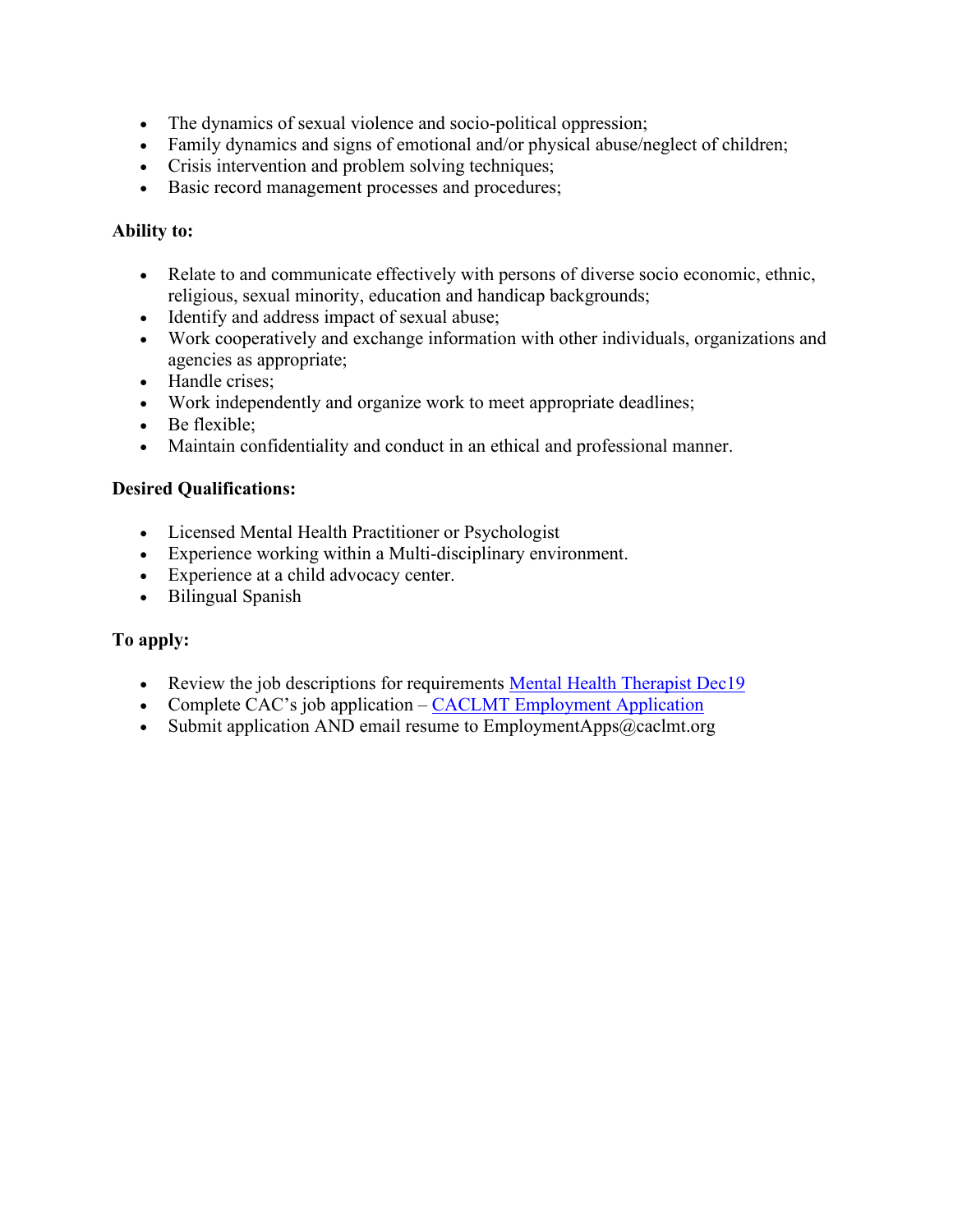- The dynamics of sexual violence and socio-political oppression;
- Family dynamics and signs of emotional and/or physical abuse/neglect of children;
- Crisis intervention and problem solving techniques;
- Basic record management processes and procedures;

**Ability to:**

- Relate to and communicate effectively with persons of diverse socio economic, ethnic, religious, sexual minority, education and handicap backgrounds;
- Identify and address impact of sexual abuse;
- Work cooperatively and exchange information with other individuals, organizations and agencies as appropriate;
- Handle crises;
- Work independently and organize work to meet appropriate deadlines;
- Be flexible;
- Maintain confidentiality and conduct in an ethical and professional manner.

**Desired Qualifications:**

- Licensed Mental Health Practitioner or Psychologist
- Experience working within a Multi-disciplinary environment.
- Experience at a child advocacy center.
- Bilingual Spanish

**To apply:**

- Review the job descriptions for requirements Mental Health Therapist Dec19
- Complete CAC's job application – CACLMT Employment Application
- Submit application AND email resume to EmploymentApps@caclmt.org